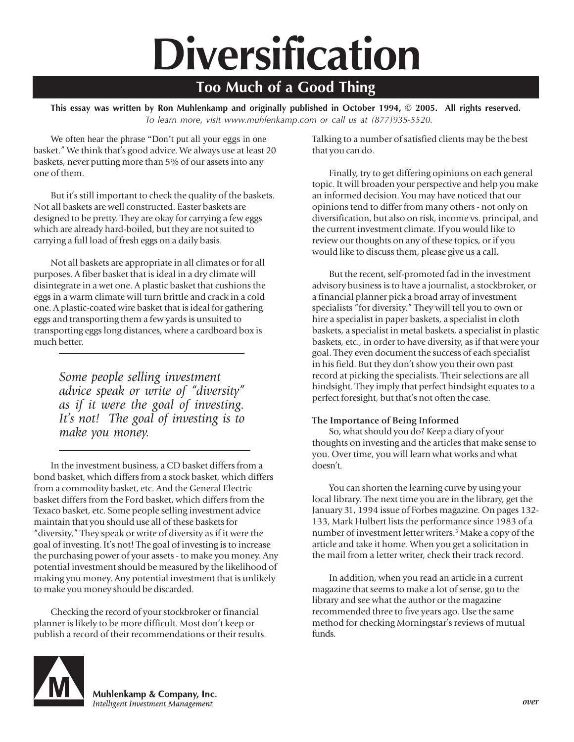# Diversification

## Too Much of a Good Thing

**This essay was written by Ron Muhlenkamp and originally published in October 1994, © 2005. All rights reserved.**
*To learn more, visit www.muhlenkamp.com or call us at (877)935-5520.*

We often hear the phrase "Don't put all your eggs in one basket." We think that's good advice. We always use at least 20 baskets, never putting more than 5% of our assets into any one of them.

But it's still important to check the quality of the baskets. Not all baskets are well constructed. Easter baskets are designed to be pretty. They are okay for carrying a few eggs which are already hard-boiled, but they are not suited to carrying a full load of fresh eggs on a daily basis.

Not all baskets are appropriate in all climates or for all purposes. A fiber basket that is ideal in a dry climate will disintegrate in a wet one. A plastic basket that cushions the eggs in a warm climate will turn brittle and crack in a cold one. A plastic-coated wire basket that is ideal for gathering eggs and transporting them a few yards is unsuited to transporting eggs long distances, where a cardboard box is much better.

> *Some people selling investment advice speak or write of "diversity" as if it were the goal of investing. It's not! The goal of investing is to make you money.*

In the investment business, a CD basket differs from a bond basket, which differs from a stock basket, which differs from a commodity basket, etc. And the General Electric basket differs from the Ford basket, which differs from the Texaco basket, etc. Some people selling investment advice maintain that you should use all of these baskets for "diversity." They speak or write of diversity as if it were the goal of investing. It's not! The goal of investing is to increase the purchasing power of your assets - to make you money. Any potential investment should be measured by the likelihood of making you money. Any potential investment that is unlikely to make you money should be discarded.

Checking the record of your stockbroker or financial planner is likely to be more difficult. Most don't keep or publish a record of their recommendations or their results. Talking to a number of satisfied clients may be the best that you can do.

Finally, try to get differing opinions on each general topic. It will broaden your perspective and help you make an informed decision. You may have noticed that our opinions tend to differ from many others - not only on diversification, but also on risk, income vs. principal, and the current investment climate. If you would like to review our thoughts on any of these topics, or if you would like to discuss them, please give us a call.

But the recent, self-promoted fad in the investment advisory business is to have a journalist, a stockbroker, or a financial planner pick a broad array of investment specialists "for diversity." They will tell you to own or hire a specialist in paper baskets, a specialist in cloth baskets, a specialist in metal baskets, a specialist in plastic baskets, etc., in order to have diversity, as if that were your goal. They even document the success of each specialist in his field. But they don't show you their own past record at picking the specialists. Their selections are all hindsight. They imply that perfect hindsight equates to a perfect foresight, but that's not often the case.

**The Importance of Being Informed**

So, what should you do? Keep a diary of your thoughts on investing and the articles that make sense to you. Over time, you will learn what works and what doesn't.

You can shorten the learning curve by using your local library. The next time you are in the library, get the January 31, 1994 issue of Forbes magazine. On pages 132-133, Mark Hulbert lists the performance since 1983 of a number of investment letter writers.[3] Make a copy of the article and take it home. When you get a solicitation in the mail from a letter writer, check their track record.

In addition, when you read an article in a current magazine that seems to make a lot of sense, go to the library and see what the author or the magazine recommended three to five years ago. Use the same method for checking Morningstar's reviews of mutual funds.

**Muhlenkamp & Company, Inc.**
*Intelligent Investment Management*

*over*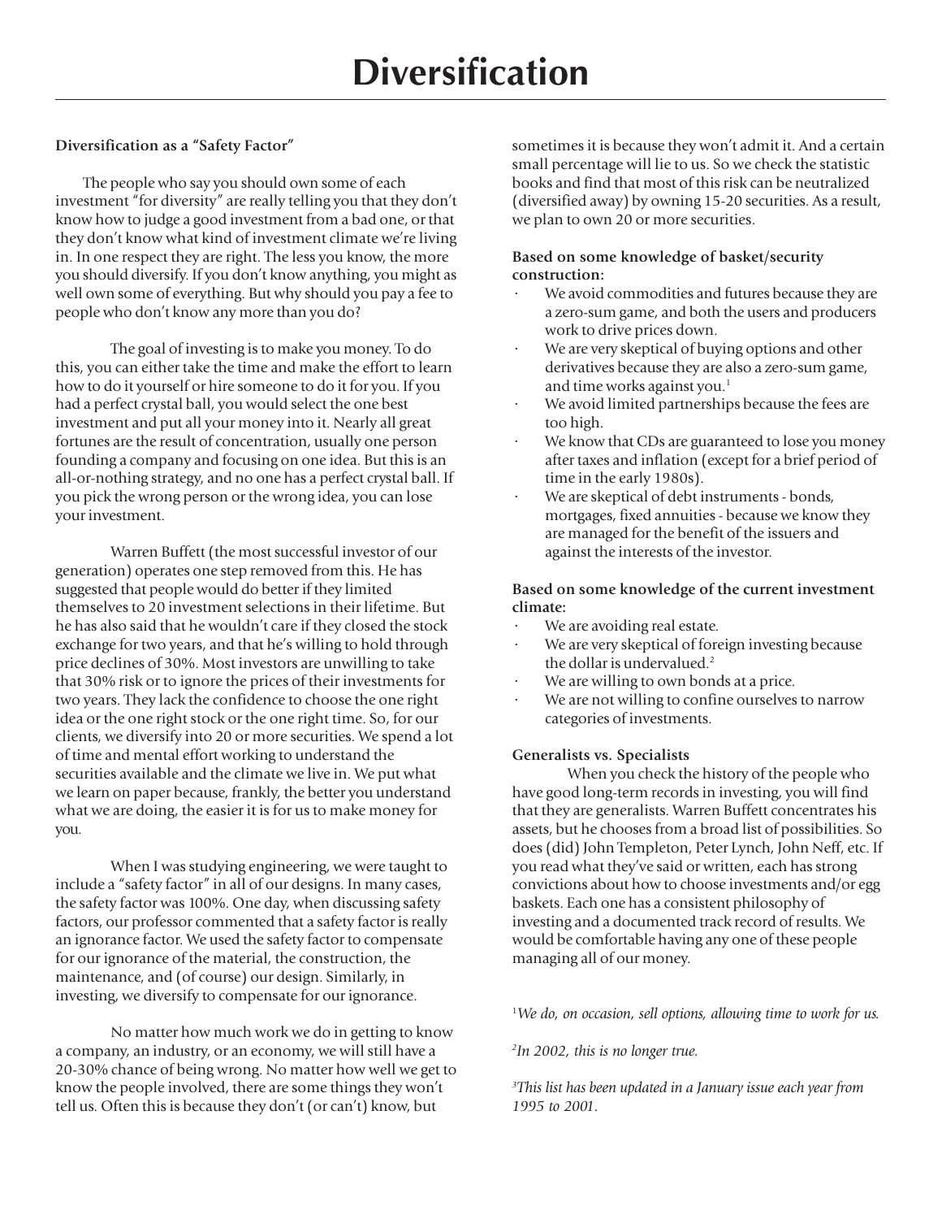# Diversification

**Diversification as a "Safety Factor"**

The people who say you should own some of each investment "for diversity" are really telling you that they don't know how to judge a good investment from a bad one, or that they don't know what kind of investment climate we're living in. In one respect they are right. The less you know, the more you should diversify. If you don't know anything, you might as well own some of everything. But why should you pay a fee to people who don't know any more than you do?

The goal of investing is to make you money. To do this, you can either take the time and make the effort to learn how to do it yourself or hire someone to do it for you. If you had a perfect crystal ball, you would select the one best investment and put all your money into it. Nearly all great fortunes are the result of concentration, usually one person founding a company and focusing on one idea. But this is an all-or-nothing strategy, and no one has a perfect crystal ball. If you pick the wrong person or the wrong idea, you can lose your investment.

Warren Buffett (the most successful investor of our generation) operates one step removed from this. He has suggested that people would do better if they limited themselves to 20 investment selections in their lifetime. But he has also said that he wouldn't care if they closed the stock exchange for two years, and that he's willing to hold through price declines of 30%. Most investors are unwilling to take that 30% risk or to ignore the prices of their investments for two years. They lack the confidence to choose the one right idea or the one right stock or the one right time. So, for our clients, we diversify into 20 or more securities. We spend a lot of time and mental effort working to understand the securities available and the climate we live in. We put what we learn on paper because, frankly, the better you understand what we are doing, the easier it is for us to make money for you.

When I was studying engineering, we were taught to include a "safety factor" in all of our designs. In many cases, the safety factor was 100%. One day, when discussing safety factors, our professor commented that a safety factor is really an ignorance factor. We used the safety factor to compensate for our ignorance of the material, the construction, the maintenance, and (of course) our design. Similarly, in investing, we diversify to compensate for our ignorance.

No matter how much work we do in getting to know a company, an industry, or an economy, we will still have a 20-30% chance of being wrong. No matter how well we get to know the people involved, there are some things they won't tell us. Often this is because they don't (or can't) know, but sometimes it is because they won't admit it. And a certain small percentage will lie to us. So we check the statistic books and find that most of this risk can be neutralized (diversified away) by owning 15-20 securities. As a result, we plan to own 20 or more securities.

**Based on some knowledge of basket/security construction:**

- We avoid commodities and futures because they are a zero-sum game, and both the users and producers work to drive prices down.
- We are very skeptical of buying options and other derivatives because they are also a zero-sum game, and time works against you.[1]
- We avoid limited partnerships because the fees are too high.
- We know that CDs are guaranteed to lose you money after taxes and inflation (except for a brief period of time in the early 1980s).
- We are skeptical of debt instruments - bonds, mortgages, fixed annuities - because we know they are managed for the benefit of the issuers and against the interests of the investor.

**Based on some knowledge of the current investment climate:**

- We are avoiding real estate.
- We are very skeptical of foreign investing because the dollar is undervalued.[2]
- We are willing to own bonds at a price.
- We are not willing to confine ourselves to narrow categories of investments.

**Generalists vs. Specialists**

When you check the history of the people who have good long-term records in investing, you will find that they are generalists. Warren Buffett concentrates his assets, but he chooses from a broad list of possibilities. So does (did) John Templeton, Peter Lynch, John Neff, etc. If you read what they've said or written, each has strong convictions about how to choose investments and/or egg baskets. Each one has a consistent philosophy of investing and a documented track record of results. We would be comfortable having any one of these people managing all of our money.

[1] *We do, on occasion, sell options, allowing time to work for us.*

[2] *In 2002, this is no longer true.*

[3] *This list has been updated in a January issue each year from 1995 to 2001.*